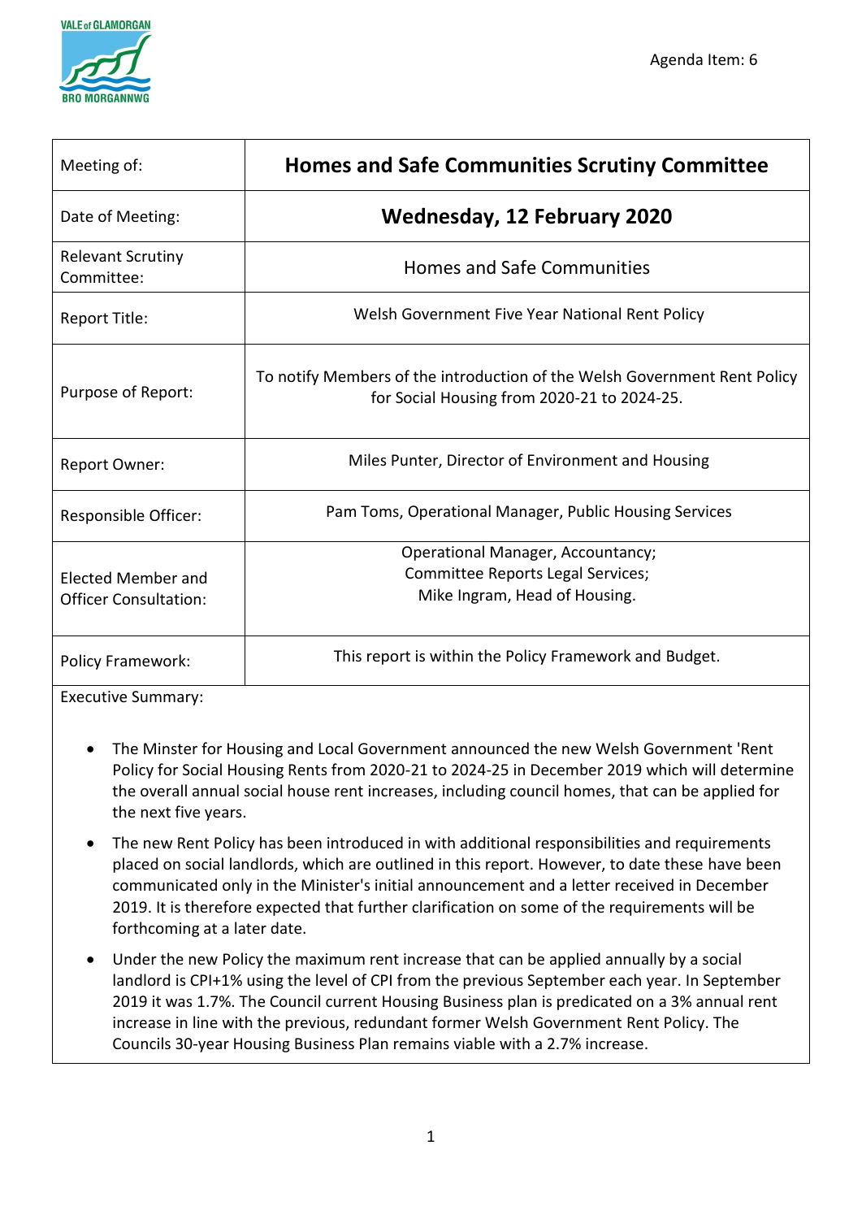Agenda Item: 6

| Meeting of: | **Homes and Safe Communities Scrutiny Committee** |
|---|---|
| Date of Meeting: | **Wednesday, 12 February 2020** |
| Relevant Scrutiny Committee: | Homes and Safe Communities |
| Report Title: | Welsh Government Five Year National Rent Policy |
| Purpose of Report: | To notify Members of the introduction of the Welsh Government Rent Policy for Social Housing from 2020-21 to 2024-25. |
| Report Owner: | Miles Punter, Director of Environment and Housing |
| Responsible Officer: | Pam Toms, Operational Manager, Public Housing Services |
| Elected Member and Officer Consultation: | Operational Manager, Accountancy; Committee Reports Legal Services; Mike Ingram, Head of Housing. |
| Policy Framework: | This report is within the Policy Framework and Budget. |

Executive Summary:

- The Minster for Housing and Local Government announced the new Welsh Government 'Rent Policy for Social Housing Rents from 2020-21 to 2024-25 in December 2019 which will determine the overall annual social house rent increases, including council homes, that can be applied for the next five years.
- The new Rent Policy has been introduced in with additional responsibilities and requirements placed on social landlords, which are outlined in this report. However, to date these have been communicated only in the Minister's initial announcement and a letter received in December 2019. It is therefore expected that further clarification on some of the requirements will be forthcoming at a later date.
- Under the new Policy the maximum rent increase that can be applied annually by a social landlord is CPI+1% using the level of CPI from the previous September each year. In September 2019 it was 1.7%. The Council current Housing Business plan is predicated on a 3% annual rent increase in line with the previous, redundant former Welsh Government Rent Policy. The Councils 30-year Housing Business Plan remains viable with a 2.7% increase.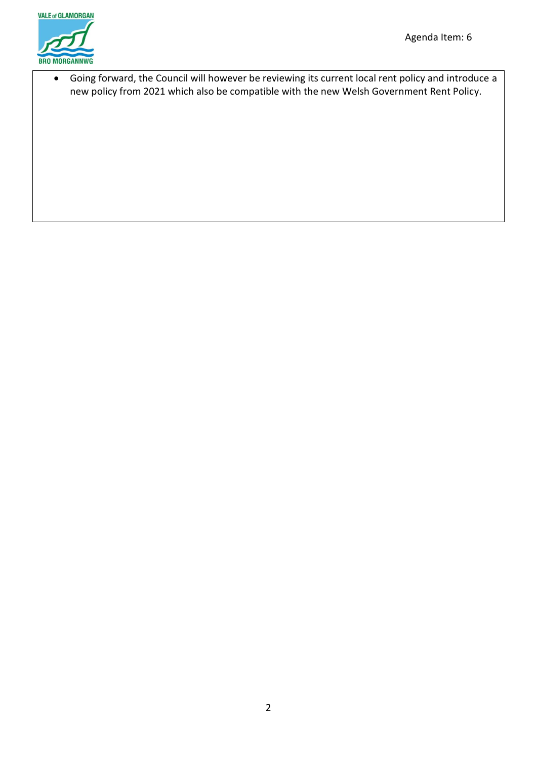- Going forward, the Council will however be reviewing its current local rent policy and introduce a new policy from 2021 which also be compatible with the new Welsh Government Rent Policy.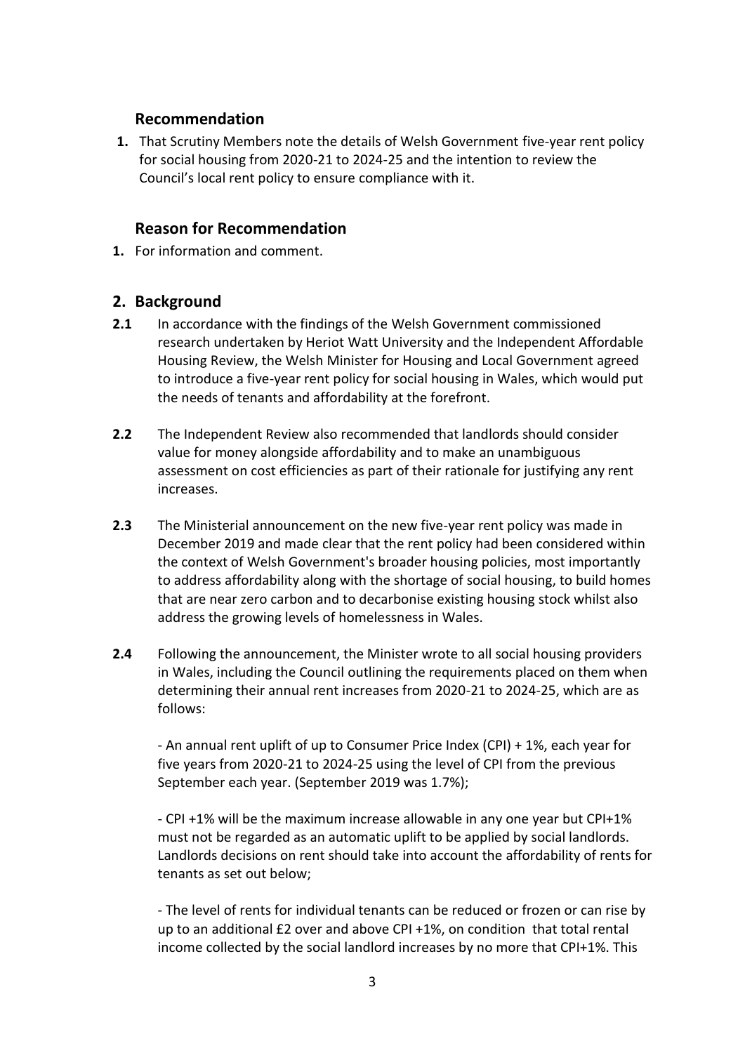## Recommendation

1. That Scrutiny Members note the details of Welsh Government five-year rent policy for social housing from 2020-21 to 2024-25 and the intention to review the Council's local rent policy to ensure compliance with it.

## Reason for Recommendation

1. For information and comment.

## 2. Background

**2.1** In accordance with the findings of the Welsh Government commissioned research undertaken by Heriot Watt University and the Independent Affordable Housing Review, the Welsh Minister for Housing and Local Government agreed to introduce a five-year rent policy for social housing in Wales, which would put the needs of tenants and affordability at the forefront.

**2.2** The Independent Review also recommended that landlords should consider value for money alongside affordability and to make an unambiguous assessment on cost efficiencies as part of their rationale for justifying any rent increases.

**2.3** The Ministerial announcement on the new five-year rent policy was made in December 2019 and made clear that the rent policy had been considered within the context of Welsh Government's broader housing policies, most importantly to address affordability along with the shortage of social housing, to build homes that are near zero carbon and to decarbonise existing housing stock whilst also address the growing levels of homelessness in Wales.

**2.4** Following the announcement, the Minister wrote to all social housing providers in Wales, including the Council outlining the requirements placed on them when determining their annual rent increases from 2020-21 to 2024-25, which are as follows:

- An annual rent uplift of up to Consumer Price Index (CPI) + 1%, each year for five years from 2020-21 to 2024-25 using the level of CPI from the previous September each year. (September 2019 was 1.7%);

- CPI +1% will be the maximum increase allowable in any one year but CPI+1% must not be regarded as an automatic uplift to be applied by social landlords. Landlords decisions on rent should take into account the affordability of rents for tenants as set out below;

- The level of rents for individual tenants can be reduced or frozen or can rise by up to an additional £2 over and above CPI +1%, on condition that total rental income collected by the social landlord increases by no more that CPI+1%. This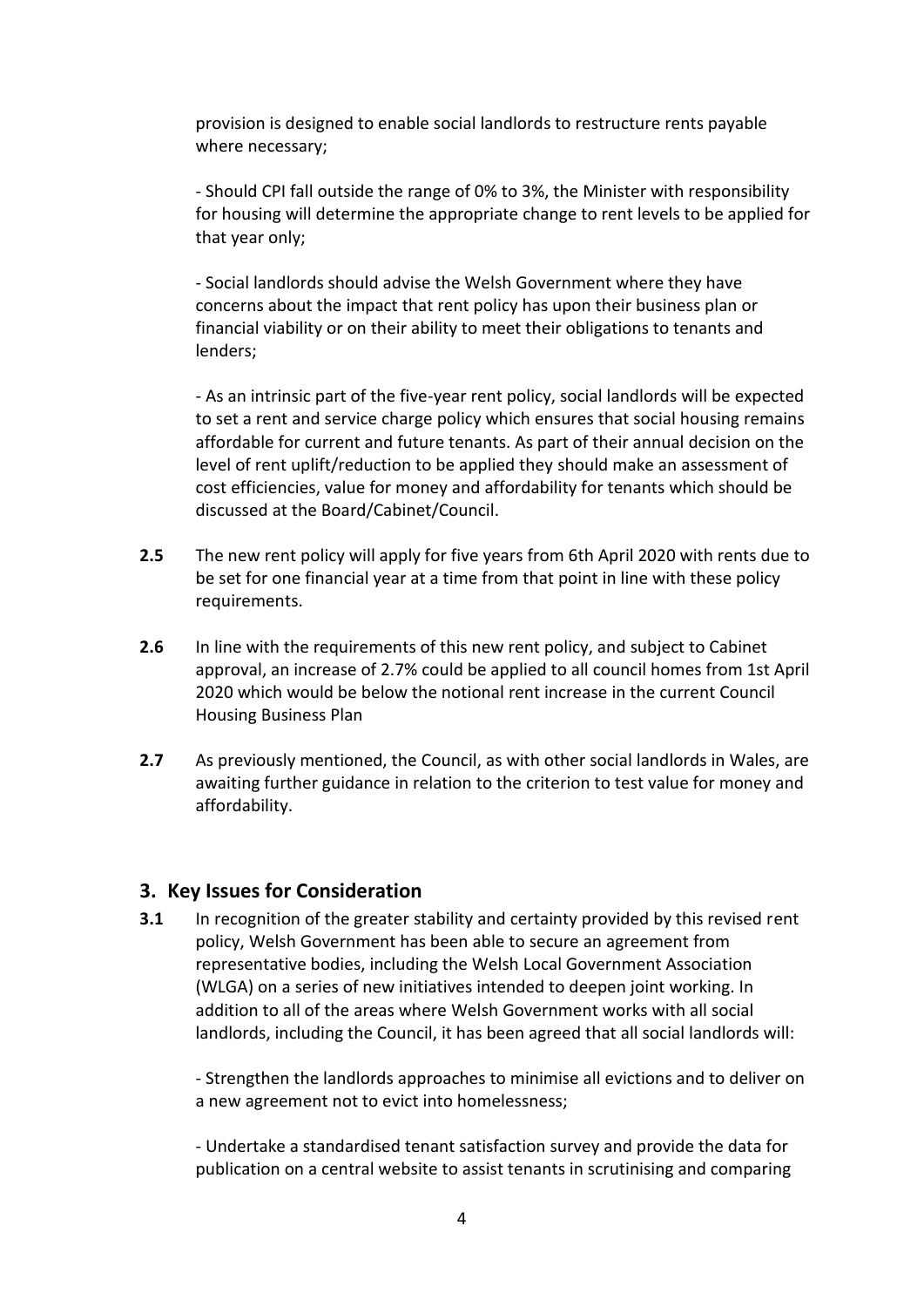provision is designed to enable social landlords to restructure rents payable where necessary;

- Should CPI fall outside the range of 0% to 3%, the Minister with responsibility for housing will determine the appropriate change to rent levels to be applied for that year only;

- Social landlords should advise the Welsh Government where they have concerns about the impact that rent policy has upon their business plan or financial viability or on their ability to meet their obligations to tenants and lenders;

- As an intrinsic part of the five-year rent policy, social landlords will be expected to set a rent and service charge policy which ensures that social housing remains affordable for current and future tenants. As part of their annual decision on the level of rent uplift/reduction to be applied they should make an assessment of cost efficiencies, value for money and affordability for tenants which should be discussed at the Board/Cabinet/Council.

**2.5** The new rent policy will apply for five years from 6th April 2020 with rents due to be set for one financial year at a time from that point in line with these policy requirements.

**2.6** In line with the requirements of this new rent policy, and subject to Cabinet approval, an increase of 2.7% could be applied to all council homes from 1st April 2020 which would be below the notional rent increase in the current Council Housing Business Plan

**2.7** As previously mentioned, the Council, as with other social landlords in Wales, are awaiting further guidance in relation to the criterion to test value for money and affordability.

## 3. Key Issues for Consideration

**3.1** In recognition of the greater stability and certainty provided by this revised rent policy, Welsh Government has been able to secure an agreement from representative bodies, including the Welsh Local Government Association (WLGA) on a series of new initiatives intended to deepen joint working. In addition to all of the areas where Welsh Government works with all social landlords, including the Council, it has been agreed that all social landlords will:

- Strengthen the landlords approaches to minimise all evictions and to deliver on a new agreement not to evict into homelessness;

- Undertake a standardised tenant satisfaction survey and provide the data for publication on a central website to assist tenants in scrutinising and comparing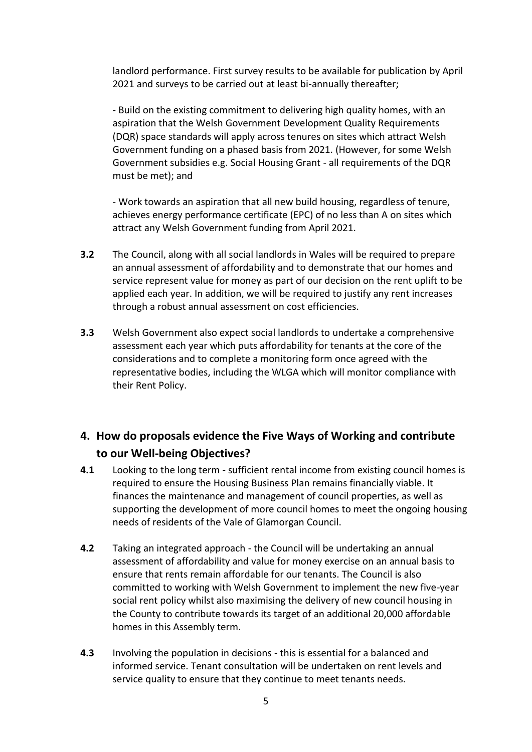landlord performance. First survey results to be available for publication by April 2021 and surveys to be carried out at least bi-annually thereafter;

- Build on the existing commitment to delivering high quality homes, with an aspiration that the Welsh Government Development Quality Requirements (DQR) space standards will apply across tenures on sites which attract Welsh Government funding on a phased basis from 2021. (However, for some Welsh Government subsidies e.g. Social Housing Grant - all requirements of the DQR must be met); and

- Work towards an aspiration that all new build housing, regardless of tenure, achieves energy performance certificate (EPC) of no less than A on sites which attract any Welsh Government funding from April 2021.

**3.2** The Council, along with all social landlords in Wales will be required to prepare an annual assessment of affordability and to demonstrate that our homes and service represent value for money as part of our decision on the rent uplift to be applied each year. In addition, we will be required to justify any rent increases through a robust annual assessment on cost efficiencies.

**3.3** Welsh Government also expect social landlords to undertake a comprehensive assessment each year which puts affordability for tenants at the core of the considerations and to complete a monitoring form once agreed with the representative bodies, including the WLGA which will monitor compliance with their Rent Policy.

## 4. How do proposals evidence the Five Ways of Working and contribute to our Well-being Objectives?

**4.1** Looking to the long term - sufficient rental income from existing council homes is required to ensure the Housing Business Plan remains financially viable. It finances the maintenance and management of council properties, as well as supporting the development of more council homes to meet the ongoing housing needs of residents of the Vale of Glamorgan Council.

**4.2** Taking an integrated approach - the Council will be undertaking an annual assessment of affordability and value for money exercise on an annual basis to ensure that rents remain affordable for our tenants. The Council is also committed to working with Welsh Government to implement the new five-year social rent policy whilst also maximising the delivery of new council housing in the County to contribute towards its target of an additional 20,000 affordable homes in this Assembly term.

**4.3** Involving the population in decisions - this is essential for a balanced and informed service. Tenant consultation will be undertaken on rent levels and service quality to ensure that they continue to meet tenants needs.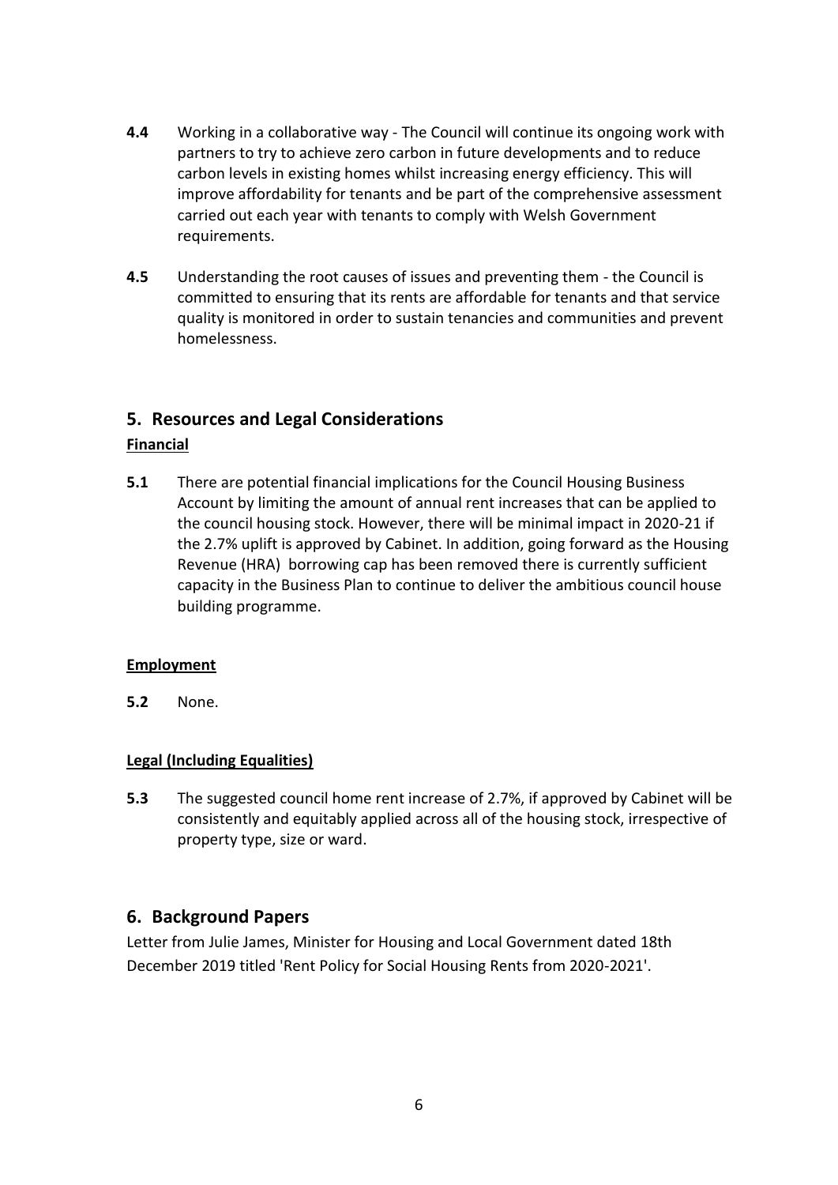**4.4** Working in a collaborative way - The Council will continue its ongoing work with partners to try to achieve zero carbon in future developments and to reduce carbon levels in existing homes whilst increasing energy efficiency. This will improve affordability for tenants and be part of the comprehensive assessment carried out each year with tenants to comply with Welsh Government requirements.

**4.5** Understanding the root causes of issues and preventing them - the Council is committed to ensuring that its rents are affordable for tenants and that service quality is monitored in order to sustain tenancies and communities and prevent homelessness.

## 5. Resources and Legal Considerations

**Financial**

**5.1** There are potential financial implications for the Council Housing Business Account by limiting the amount of annual rent increases that can be applied to the council housing stock. However, there will be minimal impact in 2020-21 if the 2.7% uplift is approved by Cabinet. In addition, going forward as the Housing Revenue (HRA) borrowing cap has been removed there is currently sufficient capacity in the Business Plan to continue to deliver the ambitious council house building programme.

**Employment**

**5.2** None.

**Legal (Including Equalities)**

**5.3** The suggested council home rent increase of 2.7%, if approved by Cabinet will be consistently and equitably applied across all of the housing stock, irrespective of property type, size or ward.

## 6. Background Papers

Letter from Julie James, Minister for Housing and Local Government dated 18th December 2019 titled 'Rent Policy for Social Housing Rents from 2020-2021'.